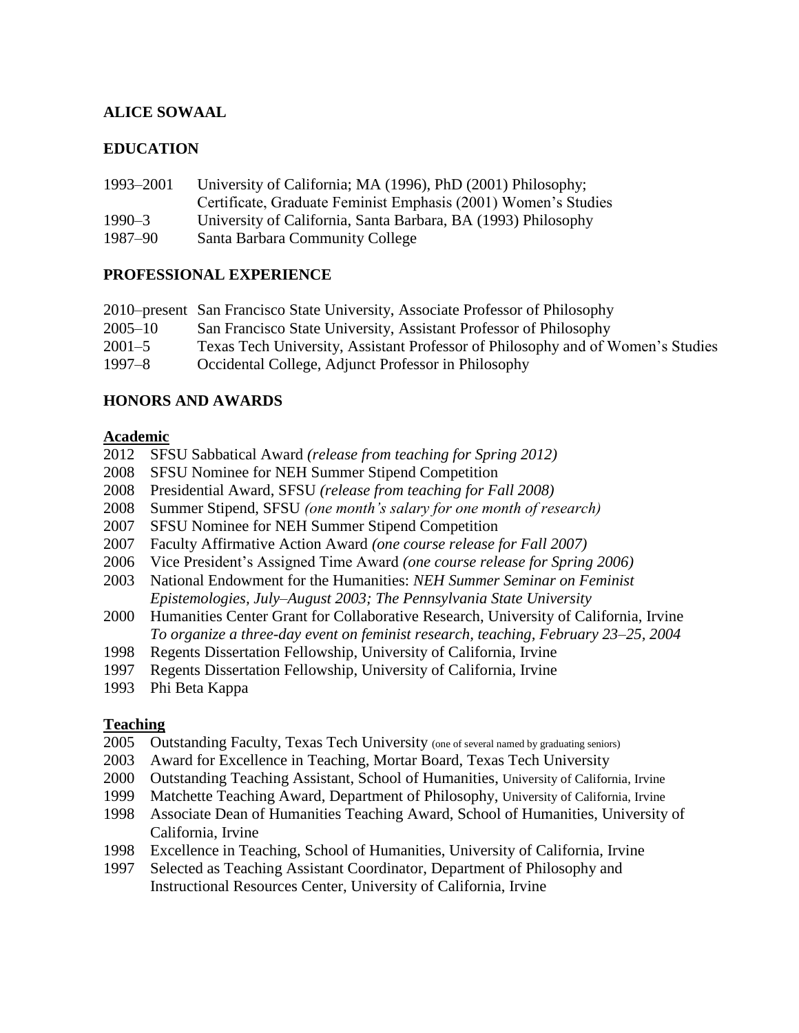# ALICE SOWAAL

## EDUCATION

| | |
|---|---|
| 1993–2001 | University of California; MA (1996), PhD (2001) Philosophy; Certificate, Graduate Feminist Emphasis (2001) Women's Studies |
| 1990–3 | University of California, Santa Barbara, BA (1993) Philosophy |
| 1987–90 | Santa Barbara Community College |

## PROFESSIONAL EXPERIENCE

| | |
|---|---|
| 2010–present | San Francisco State University, Associate Professor of Philosophy |
| 2005–10 | San Francisco State University, Assistant Professor of Philosophy |
| 2001–5 | Texas Tech University, Assistant Professor of Philosophy and of Women's Studies |
| 1997–8 | Occidental College, Adjunct Professor in Philosophy |

## HONORS AND AWARDS

### Academic

- 2012 SFSU Sabbatical Award *(release from teaching for Spring 2012)*
- 2008 SFSU Nominee for NEH Summer Stipend Competition
- 2008 Presidential Award, SFSU *(release from teaching for Fall 2008)*
- 2008 Summer Stipend, SFSU *(one month's salary for one month of research)*
- 2007 SFSU Nominee for NEH Summer Stipend Competition
- 2007 Faculty Affirmative Action Award *(one course release for Fall 2007)*
- 2006 Vice President's Assigned Time Award *(one course release for Spring 2006)*
- 2003 National Endowment for the Humanities: *NEH Summer Seminar on Feminist Epistemologies, July–August 2003; The Pennsylvania State University*
- 2000 Humanities Center Grant for Collaborative Research, University of California, Irvine *To organize a three-day event on feminist research, teaching, February 23–25, 2004*
- 1998 Regents Dissertation Fellowship, University of California, Irvine
- 1997 Regents Dissertation Fellowship, University of California, Irvine
- 1993 Phi Beta Kappa

### Teaching

- 2005 Outstanding Faculty, Texas Tech University (one of several named by graduating seniors)
- 2003 Award for Excellence in Teaching, Mortar Board, Texas Tech University
- 2000 Outstanding Teaching Assistant, School of Humanities, University of California, Irvine
- 1999 Matchette Teaching Award, Department of Philosophy, University of California, Irvine
- 1998 Associate Dean of Humanities Teaching Award, School of Humanities, University of California, Irvine
- 1998 Excellence in Teaching, School of Humanities, University of California, Irvine
- 1997 Selected as Teaching Assistant Coordinator, Department of Philosophy and Instructional Resources Center, University of California, Irvine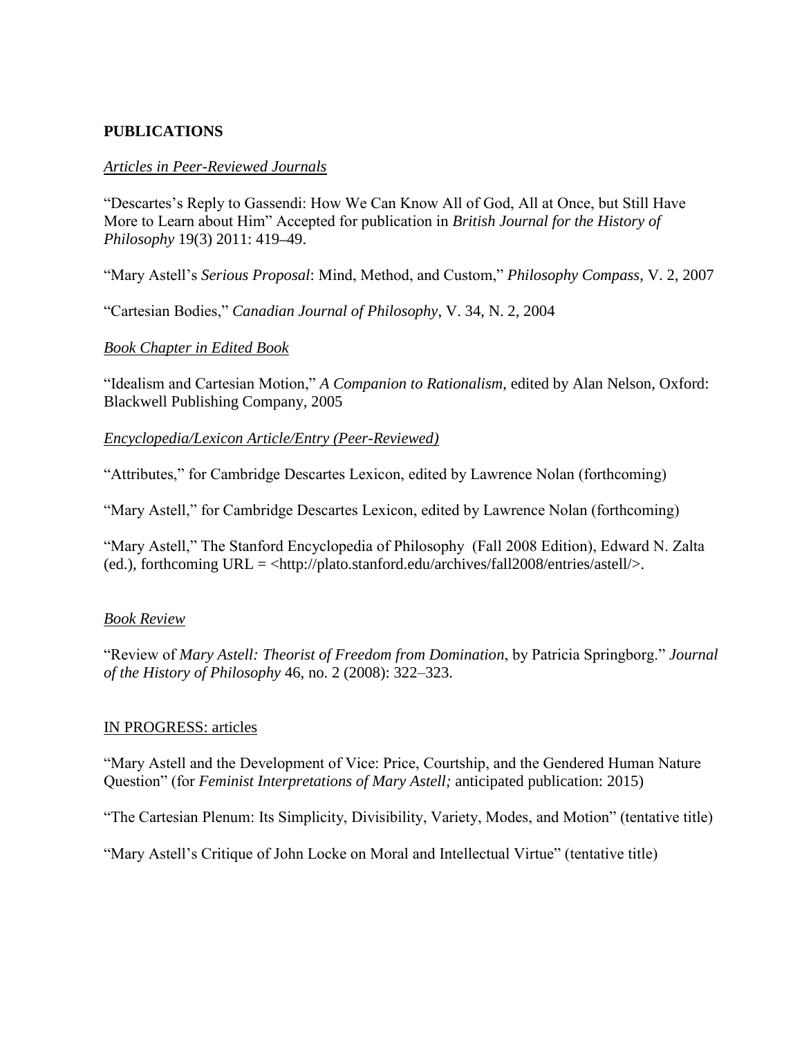## PUBLICATIONS

### *Articles in Peer-Reviewed Journals*

"Descartes's Reply to Gassendi: How We Can Know All of God, All at Once, but Still Have More to Learn about Him" Accepted for publication in *British Journal for the History of Philosophy* 19(3) 2011: 419–49.

"Mary Astell's *Serious Proposal*: Mind, Method, and Custom," *Philosophy Compass*, V. 2, 2007

"Cartesian Bodies," *Canadian Journal of Philosophy*, V. 34, N. 2, 2004

### *Book Chapter in Edited Book*

"Idealism and Cartesian Motion," *A Companion to Rationalism*, edited by Alan Nelson, Oxford: Blackwell Publishing Company, 2005

### *Encyclopedia/Lexicon Article/Entry (Peer-Reviewed)*

"Attributes," for Cambridge Descartes Lexicon, edited by Lawrence Nolan (forthcoming)

"Mary Astell," for Cambridge Descartes Lexicon, edited by Lawrence Nolan (forthcoming)

"Mary Astell," The Stanford Encyclopedia of Philosophy (Fall 2008 Edition), Edward N. Zalta (ed.), forthcoming URL = <http://plato.stanford.edu/archives/fall2008/entries/astell/>.

### *Book Review*

"Review of *Mary Astell: Theorist of Freedom from Domination*, by Patricia Springborg." *Journal of the History of Philosophy* 46, no. 2 (2008): 322–323.

### IN PROGRESS: articles

"Mary Astell and the Development of Vice: Price, Courtship, and the Gendered Human Nature Question" (for *Feminist Interpretations of Mary Astell;* anticipated publication: 2015)

"The Cartesian Plenum: Its Simplicity, Divisibility, Variety, Modes, and Motion" (tentative title)

"Mary Astell's Critique of John Locke on Moral and Intellectual Virtue" (tentative title)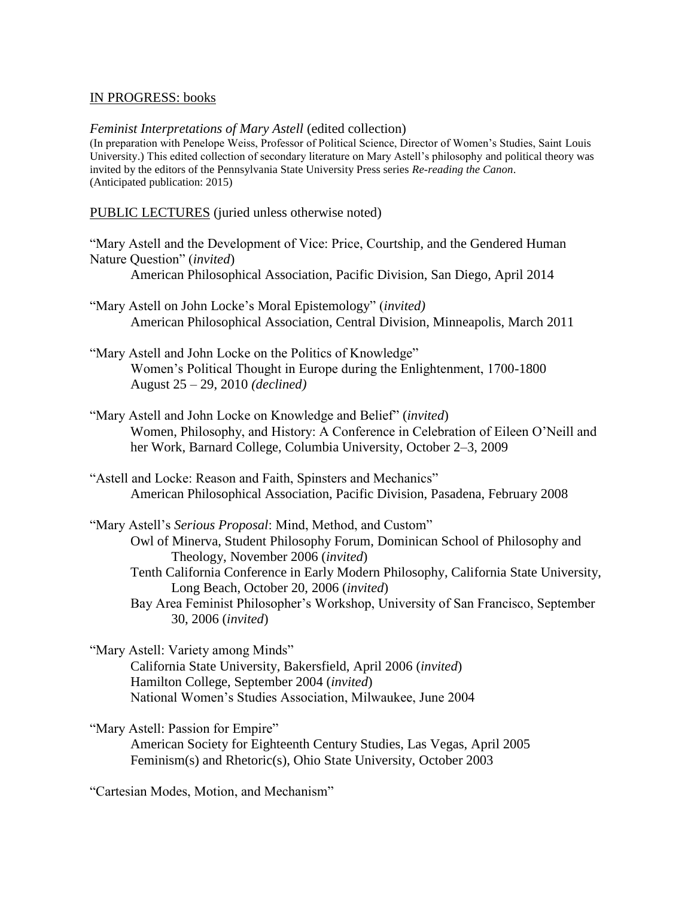IN PROGRESS: books

*Feminist Interpretations of Mary Astell* (edited collection)
(In preparation with Penelope Weiss, Professor of Political Science, Director of Women's Studies, Saint Louis University.) This edited collection of secondary literature on Mary Astell's philosophy and political theory was invited by the editors of the Pennsylvania State University Press series *Re-reading the Canon*.
(Anticipated publication: 2015)

PUBLIC LECTURES (juried unless otherwise noted)

"Mary Astell and the Development of Vice: Price, Courtship, and the Gendered Human Nature Question" (*invited*)
American Philosophical Association, Pacific Division, San Diego, April 2014

"Mary Astell on John Locke's Moral Epistemology" (*invited)*
American Philosophical Association, Central Division, Minneapolis, March 2011

"Mary Astell and John Locke on the Politics of Knowledge"
Women's Political Thought in Europe during the Enlightenment, 1700-1800
August 25 – 29, 2010 *(declined)*

"Mary Astell and John Locke on Knowledge and Belief" (*invited*)
Women, Philosophy, and History: A Conference in Celebration of Eileen O'Neill and her Work, Barnard College, Columbia University, October 2–3, 2009

"Astell and Locke: Reason and Faith, Spinsters and Mechanics"
American Philosophical Association, Pacific Division, Pasadena, February 2008

"Mary Astell's *Serious Proposal*: Mind, Method, and Custom"
Owl of Minerva, Student Philosophy Forum, Dominican School of Philosophy and Theology, November 2006 (*invited*)
Tenth California Conference in Early Modern Philosophy, California State University, Long Beach, October 20, 2006 (*invited*)
Bay Area Feminist Philosopher's Workshop, University of San Francisco, September 30, 2006 (*invited*)

"Mary Astell: Variety among Minds"
California State University, Bakersfield, April 2006 (*invited*)
Hamilton College, September 2004 (*invited*)
National Women's Studies Association, Milwaukee, June 2004

"Mary Astell: Passion for Empire"
American Society for Eighteenth Century Studies, Las Vegas, April 2005
Feminism(s) and Rhetoric(s), Ohio State University, October 2003

"Cartesian Modes, Motion, and Mechanism"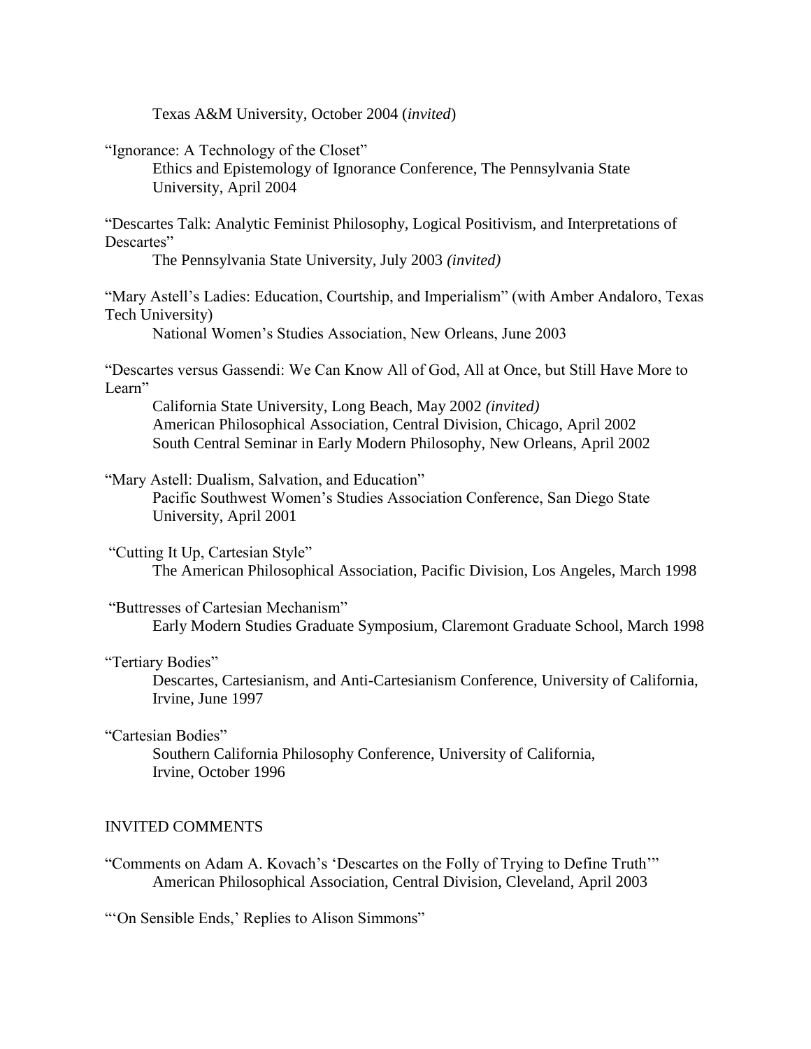Texas A&M University, October 2004 (*invited*)

"Ignorance: A Technology of the Closet"
Ethics and Epistemology of Ignorance Conference, The Pennsylvania State University, April 2004

"Descartes Talk: Analytic Feminist Philosophy, Logical Positivism, and Interpretations of Descartes"
The Pennsylvania State University, July 2003 *(invited)*

"Mary Astell's Ladies: Education, Courtship, and Imperialism" (with Amber Andaloro, Texas Tech University)
National Women's Studies Association, New Orleans, June 2003

"Descartes versus Gassendi: We Can Know All of God, All at Once, but Still Have More to Learn"
California State University, Long Beach, May 2002 *(invited)*
American Philosophical Association, Central Division, Chicago, April 2002
South Central Seminar in Early Modern Philosophy, New Orleans, April 2002

"Mary Astell: Dualism, Salvation, and Education"
Pacific Southwest Women's Studies Association Conference, San Diego State University, April 2001

"Cutting It Up, Cartesian Style"
The American Philosophical Association, Pacific Division, Los Angeles, March 1998

"Buttresses of Cartesian Mechanism"
Early Modern Studies Graduate Symposium, Claremont Graduate School, March 1998

"Tertiary Bodies"
Descartes, Cartesianism, and Anti-Cartesianism Conference, University of California, Irvine, June 1997

"Cartesian Bodies"
Southern California Philosophy Conference, University of California, Irvine, October 1996

## INVITED COMMENTS

"Comments on Adam A. Kovach's 'Descartes on the Folly of Trying to Define Truth'"
American Philosophical Association, Central Division, Cleveland, April 2003

"'On Sensible Ends,' Replies to Alison Simmons"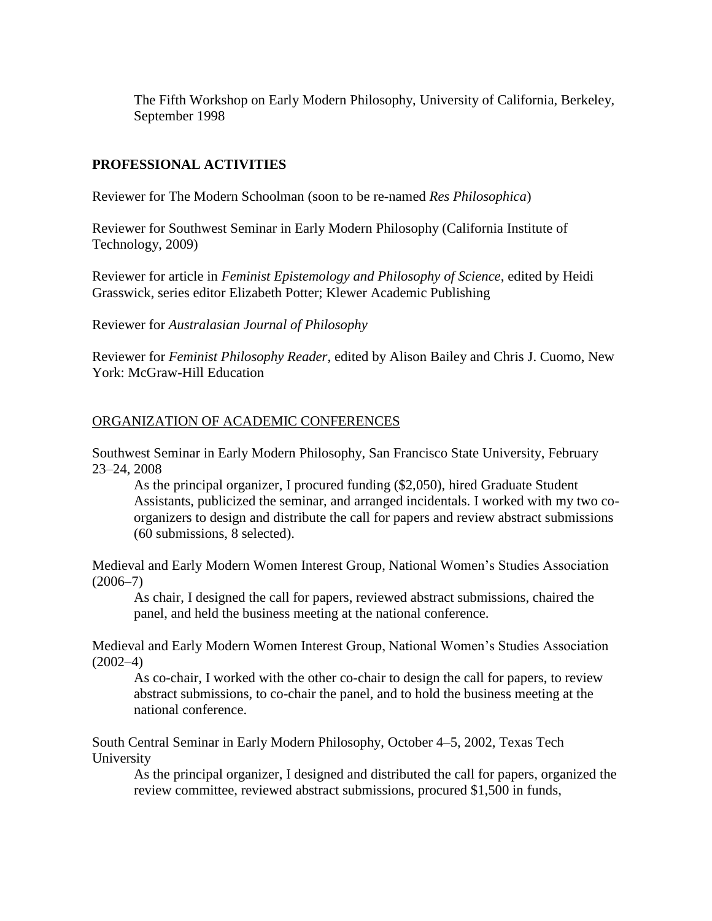The Fifth Workshop on Early Modern Philosophy, University of California, Berkeley, September 1998

## PROFESSIONAL ACTIVITIES

Reviewer for The Modern Schoolman (soon to be re-named *Res Philosophica*)

Reviewer for Southwest Seminar in Early Modern Philosophy (California Institute of Technology, 2009)

Reviewer for article in *Feminist Epistemology and Philosophy of Science*, edited by Heidi Grasswick, series editor Elizabeth Potter; Klewer Academic Publishing

Reviewer for *Australasian Journal of Philosophy*

Reviewer for *Feminist Philosophy Reader*, edited by Alison Bailey and Chris J. Cuomo, New York: McGraw-Hill Education

### ORGANIZATION OF ACADEMIC CONFERENCES

Southwest Seminar in Early Modern Philosophy, San Francisco State University, February 23–24, 2008

> As the principal organizer, I procured funding ($2,050), hired Graduate Student Assistants, publicized the seminar, and arranged incidentals. I worked with my two co-organizers to design and distribute the call for papers and review abstract submissions (60 submissions, 8 selected).

Medieval and Early Modern Women Interest Group, National Women's Studies Association (2006–7)

> As chair, I designed the call for papers, reviewed abstract submissions, chaired the panel, and held the business meeting at the national conference.

Medieval and Early Modern Women Interest Group, National Women's Studies Association (2002–4)

> As co-chair, I worked with the other co-chair to design the call for papers, to review abstract submissions, to co-chair the panel, and to hold the business meeting at the national conference.

South Central Seminar in Early Modern Philosophy, October 4–5, 2002, Texas Tech University

> As the principal organizer, I designed and distributed the call for papers, organized the review committee, reviewed abstract submissions, procured $1,500 in funds,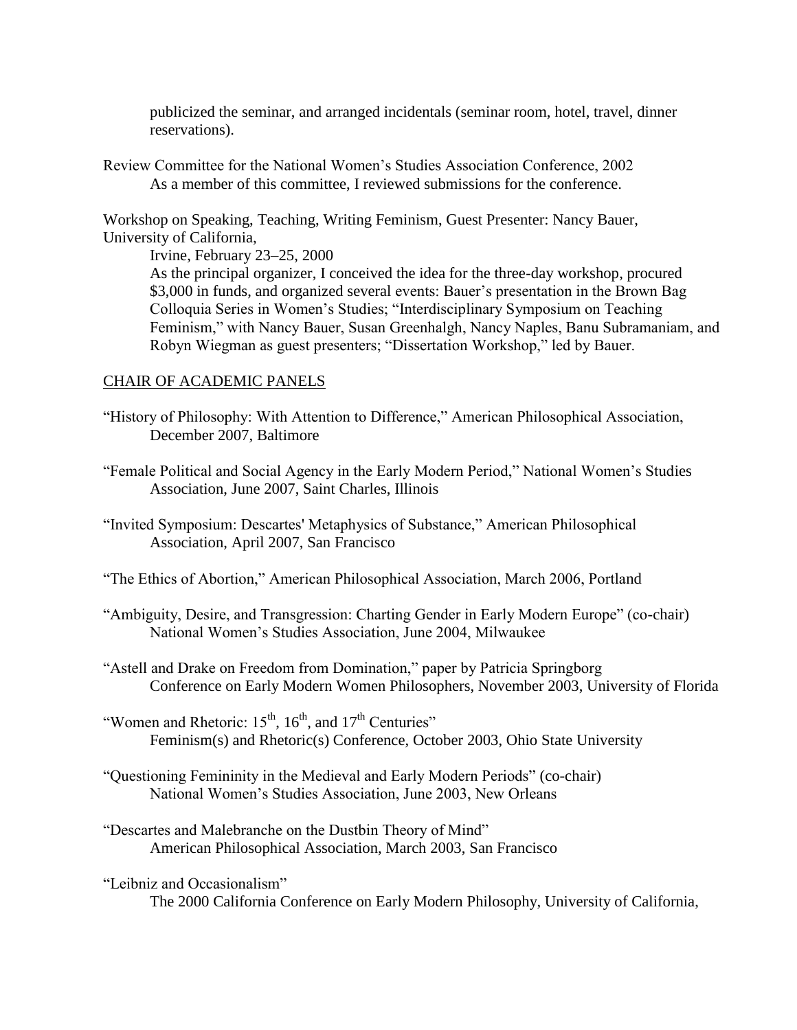publicized the seminar, and arranged incidentals (seminar room, hotel, travel, dinner reservations).

Review Committee for the National Women's Studies Association Conference, 2002
As a member of this committee, I reviewed submissions for the conference.

Workshop on Speaking, Teaching, Writing Feminism, Guest Presenter: Nancy Bauer, University of California,
Irvine, February 23–25, 2000
As the principal organizer, I conceived the idea for the three-day workshop, procured \$3,000 in funds, and organized several events: Bauer's presentation in the Brown Bag Colloquia Series in Women's Studies; "Interdisciplinary Symposium on Teaching Feminism," with Nancy Bauer, Susan Greenhalgh, Nancy Naples, Banu Subramaniam, and Robyn Wiegman as guest presenters; "Dissertation Workshop," led by Bauer.

## CHAIR OF ACADEMIC PANELS

"History of Philosophy: With Attention to Difference," American Philosophical Association, December 2007, Baltimore

"Female Political and Social Agency in the Early Modern Period," National Women's Studies Association, June 2007, Saint Charles, Illinois

"Invited Symposium: Descartes' Metaphysics of Substance," American Philosophical Association, April 2007, San Francisco

"The Ethics of Abortion," American Philosophical Association, March 2006, Portland

"Ambiguity, Desire, and Transgression: Charting Gender in Early Modern Europe" (co-chair) National Women's Studies Association, June 2004, Milwaukee

"Astell and Drake on Freedom from Domination," paper by Patricia Springborg
Conference on Early Modern Women Philosophers, November 2003, University of Florida

"Women and Rhetoric: 15th, 16th, and 17th Centuries"
Feminism(s) and Rhetoric(s) Conference, October 2003, Ohio State University

"Questioning Femininity in the Medieval and Early Modern Periods" (co-chair)
National Women's Studies Association, June 2003, New Orleans

"Descartes and Malebranche on the Dustbin Theory of Mind"
American Philosophical Association, March 2003, San Francisco

"Leibniz and Occasionalism"
The 2000 California Conference on Early Modern Philosophy, University of California,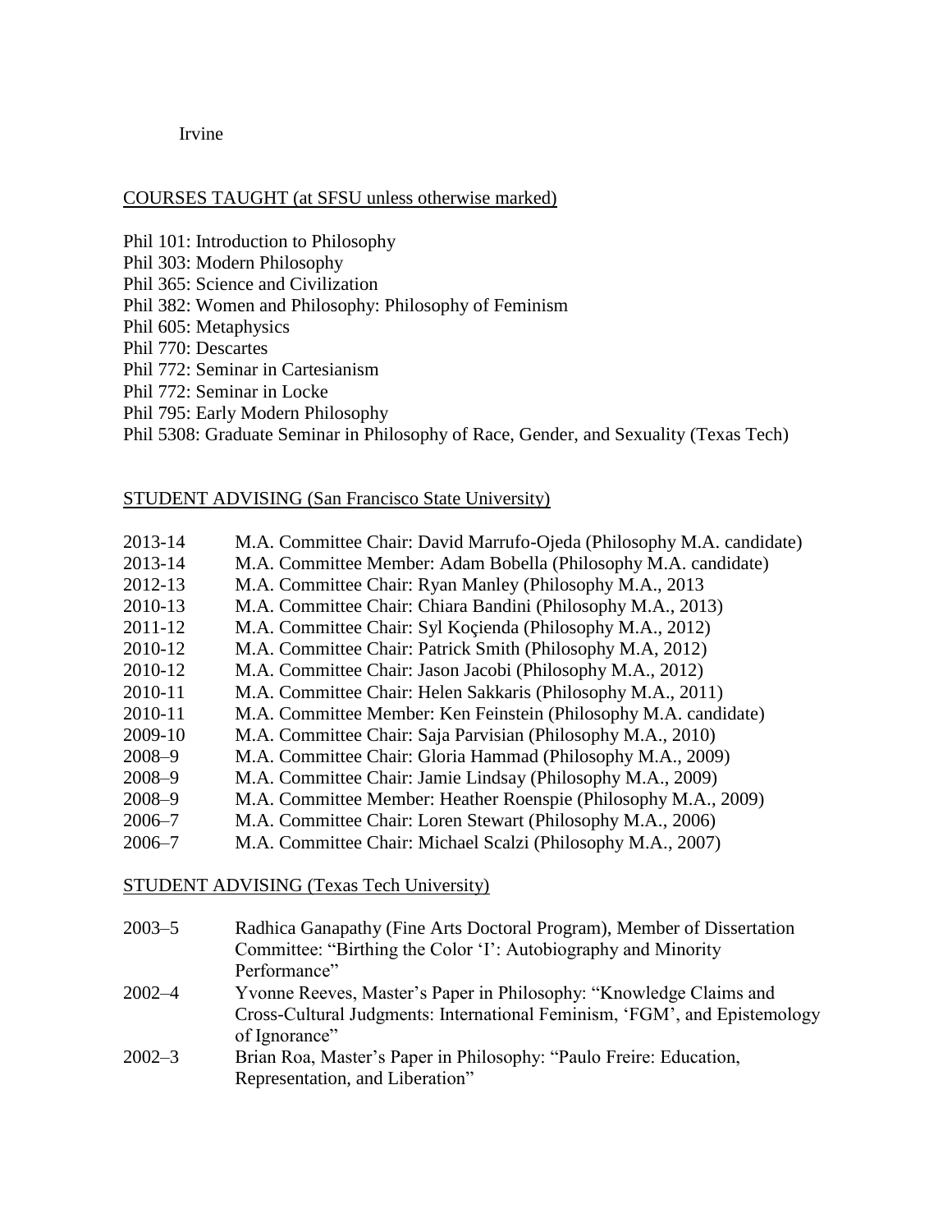Irvine

## COURSES TAUGHT (at SFSU unless otherwise marked)

Phil 101: Introduction to Philosophy
Phil 303: Modern Philosophy
Phil 365: Science and Civilization
Phil 382: Women and Philosophy: Philosophy of Feminism
Phil 605: Metaphysics
Phil 770: Descartes
Phil 772: Seminar in Cartesianism
Phil 772: Seminar in Locke
Phil 795: Early Modern Philosophy
Phil 5308: Graduate Seminar in Philosophy of Race, Gender, and Sexuality (Texas Tech)

## STUDENT ADVISING (San Francisco State University)

2013-14 M.A. Committee Chair: David Marrufo-Ojeda (Philosophy M.A. candidate)
2013-14 M.A. Committee Member: Adam Bobella (Philosophy M.A. candidate)
2012-13 M.A. Committee Chair: Ryan Manley (Philosophy M.A., 2013
2010-13 M.A. Committee Chair: Chiara Bandini (Philosophy M.A., 2013)
2011-12 M.A. Committee Chair: Syl Koçienda (Philosophy M.A., 2012)
2010-12 M.A. Committee Chair: Patrick Smith (Philosophy M.A, 2012)
2010-12 M.A. Committee Chair: Jason Jacobi (Philosophy M.A., 2012)
2010-11 M.A. Committee Chair: Helen Sakkaris (Philosophy M.A., 2011)
2010-11 M.A. Committee Member: Ken Feinstein (Philosophy M.A. candidate)
2009-10 M.A. Committee Chair: Saja Parvisian (Philosophy M.A., 2010)
2008–9 M.A. Committee Chair: Gloria Hammad (Philosophy M.A., 2009)
2008–9 M.A. Committee Chair: Jamie Lindsay (Philosophy M.A., 2009)
2008–9 M.A. Committee Member: Heather Roenspie (Philosophy M.A., 2009)
2006–7 M.A. Committee Chair: Loren Stewart (Philosophy M.A., 2006)
2006–7 M.A. Committee Chair: Michael Scalzi (Philosophy M.A., 2007)

## STUDENT ADVISING (Texas Tech University)

2003–5 Radhica Ganapathy (Fine Arts Doctoral Program), Member of Dissertation Committee: "Birthing the Color 'I': Autobiography and Minority Performance"
2002–4 Yvonne Reeves, Master's Paper in Philosophy: "Knowledge Claims and Cross-Cultural Judgments: International Feminism, 'FGM', and Epistemology of Ignorance"
2002–3 Brian Roa, Master's Paper in Philosophy: "Paulo Freire: Education, Representation, and Liberation"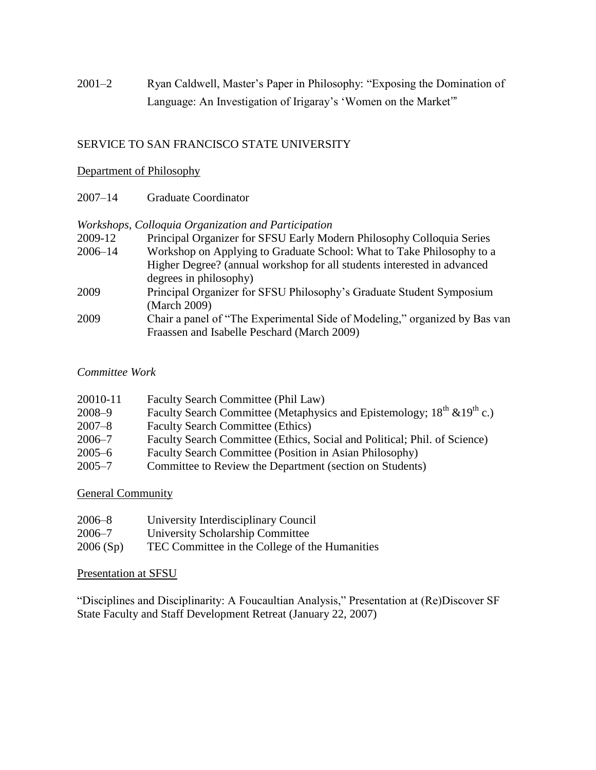2001–2 Ryan Caldwell, Master's Paper in Philosophy: "Exposing the Domination of Language: An Investigation of Irigaray's 'Women on the Market'"

## SERVICE TO SAN FRANCISCO STATE UNIVERSITY

### Department of Philosophy

2007–14 Graduate Coordinator

*Workshops, Colloquia Organization and Participation*

2009-12 Principal Organizer for SFSU Early Modern Philosophy Colloquia Series

2006–14 Workshop on Applying to Graduate School: What to Take Philosophy to a Higher Degree? (annual workshop for all students interested in advanced degrees in philosophy)

2009 Principal Organizer for SFSU Philosophy's Graduate Student Symposium (March 2009)

2009 Chair a panel of "The Experimental Side of Modeling," organized by Bas van Fraassen and Isabelle Peschard (March 2009)

*Committee Work*

20010-11 Faculty Search Committee (Phil Law)

2008–9 Faculty Search Committee (Metaphysics and Epistemology; 18th &19th c.)

2007–8 Faculty Search Committee (Ethics)

2006–7 Faculty Search Committee (Ethics, Social and Political; Phil. of Science)

2005–6 Faculty Search Committee (Position in Asian Philosophy)

2005–7 Committee to Review the Department (section on Students)

### General Community

2006–8 University Interdisciplinary Council

2006–7 University Scholarship Committee

2006 (Sp) TEC Committee in the College of the Humanities

### Presentation at SFSU

"Disciplines and Disciplinarity: A Foucaultian Analysis," Presentation at (Re)Discover SF State Faculty and Staff Development Retreat (January 22, 2007)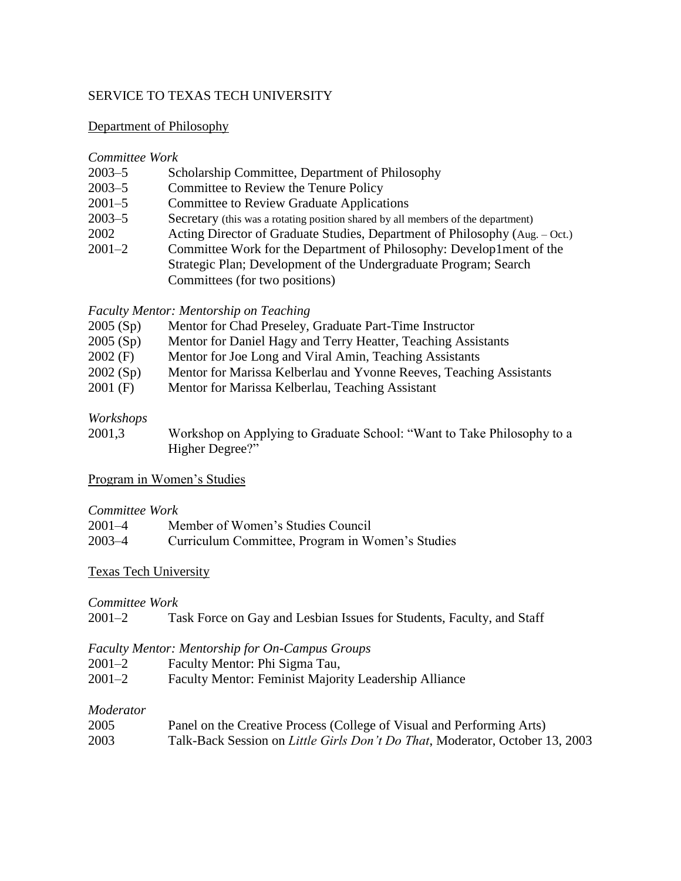## SERVICE TO TEXAS TECH UNIVERSITY

### Department of Philosophy

*Committee Work*

| | |
|---|---|
| 2003–5 | Scholarship Committee, Department of Philosophy |
| 2003–5 | Committee to Review the Tenure Policy |
| 2001–5 | Committee to Review Graduate Applications |
| 2003–5 | Secretary (this was a rotating position shared by all members of the department) |
| 2002 | Acting Director of Graduate Studies, Department of Philosophy (Aug. – Oct.) |
| 2001–2 | Committee Work for the Department of Philosophy: Develop1ment of the Strategic Plan; Development of the Undergraduate Program; Search Committees (for two positions) |

*Faculty Mentor: Mentorship on Teaching*

| | |
|---|---|
| 2005 (Sp) | Mentor for Chad Preseley, Graduate Part-Time Instructor |
| 2005 (Sp) | Mentor for Daniel Hagy and Terry Heatter, Teaching Assistants |
| 2002 (F) | Mentor for Joe Long and Viral Amin, Teaching Assistants |
| 2002 (Sp) | Mentor for Marissa Kelberlau and Yvonne Reeves, Teaching Assistants |
| 2001 (F) | Mentor for Marissa Kelberlau, Teaching Assistant |

*Workshops*

| | |
|---|---|
| 2001,3 | Workshop on Applying to Graduate School: "Want to Take Philosophy to a Higher Degree?" |

### Program in Women's Studies

*Committee Work*

| | |
|---|---|
| 2001–4 | Member of Women's Studies Council |
| 2003–4 | Curriculum Committee, Program in Women's Studies |

### Texas Tech University

*Committee Work*

| | |
|---|---|
| 2001–2 | Task Force on Gay and Lesbian Issues for Students, Faculty, and Staff |

*Faculty Mentor: Mentorship for On-Campus Groups*

| | |
|---|---|
| 2001–2 | Faculty Mentor: Phi Sigma Tau, |
| 2001–2 | Faculty Mentor: Feminist Majority Leadership Alliance |

*Moderator*

| | |
|---|---|
| 2005 | Panel on the Creative Process (College of Visual and Performing Arts) |
| 2003 | Talk-Back Session on *Little Girls Don't Do That*, Moderator, October 13, 2003 |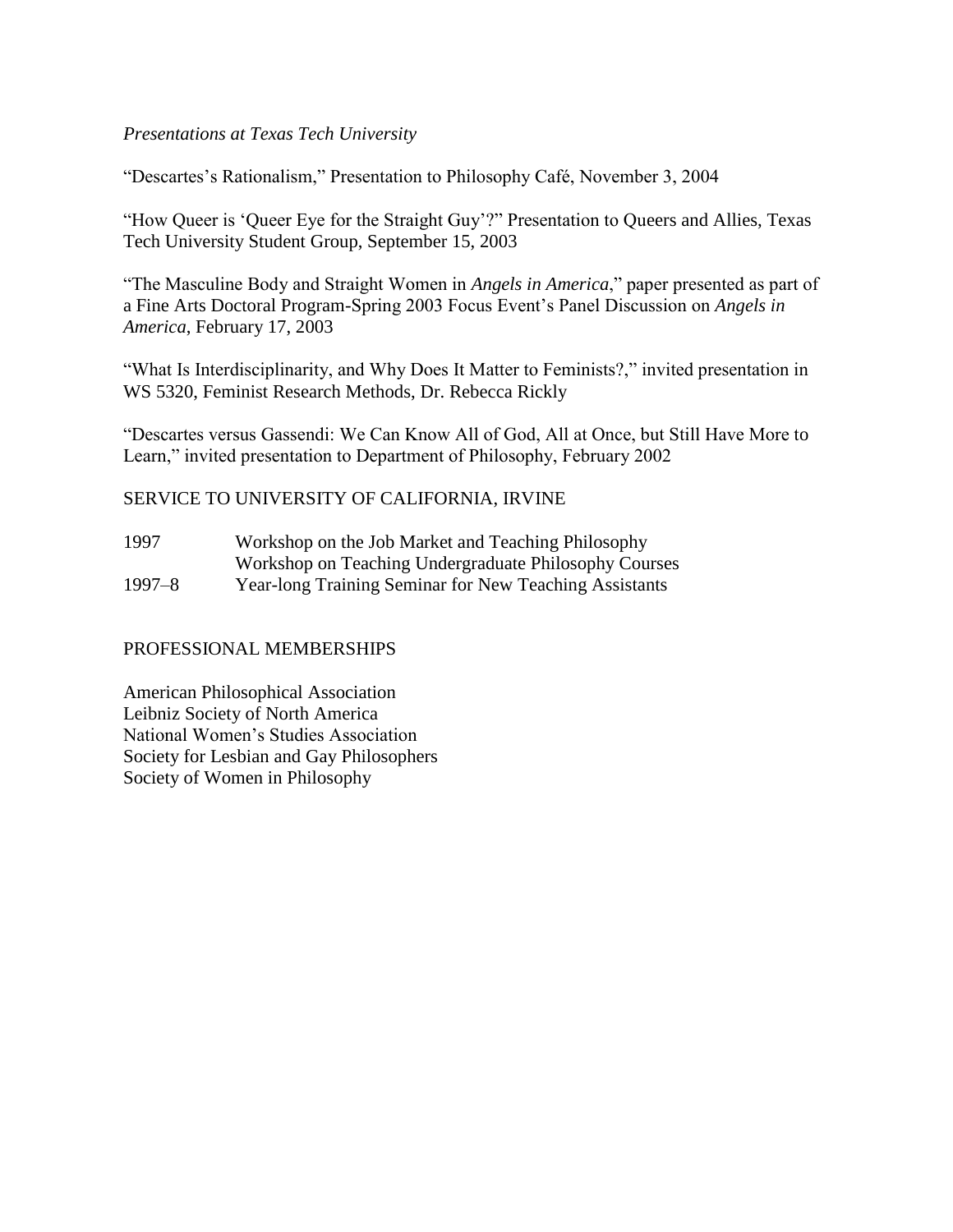*Presentations at Texas Tech University*

"Descartes's Rationalism," Presentation to Philosophy Café, November 3, 2004

"How Queer is 'Queer Eye for the Straight Guy'?" Presentation to Queers and Allies, Texas Tech University Student Group, September 15, 2003

"The Masculine Body and Straight Women in *Angels in America*," paper presented as part of a Fine Arts Doctoral Program-Spring 2003 Focus Event's Panel Discussion on *Angels in America*, February 17, 2003

"What Is Interdisciplinarity, and Why Does It Matter to Feminists?," invited presentation in WS 5320, Feminist Research Methods, Dr. Rebecca Rickly

"Descartes versus Gassendi: We Can Know All of God, All at Once, but Still Have More to Learn," invited presentation to Department of Philosophy, February 2002

## SERVICE TO UNIVERSITY OF CALIFORNIA, IRVINE

| | |
|---|---|
| 1997 | Workshop on the Job Market and Teaching Philosophy |
| | Workshop on Teaching Undergraduate Philosophy Courses |
| 1997–8 | Year-long Training Seminar for New Teaching Assistants |

## PROFESSIONAL MEMBERSHIPS

American Philosophical Association
Leibniz Society of North America
National Women's Studies Association
Society for Lesbian and Gay Philosophers
Society of Women in Philosophy